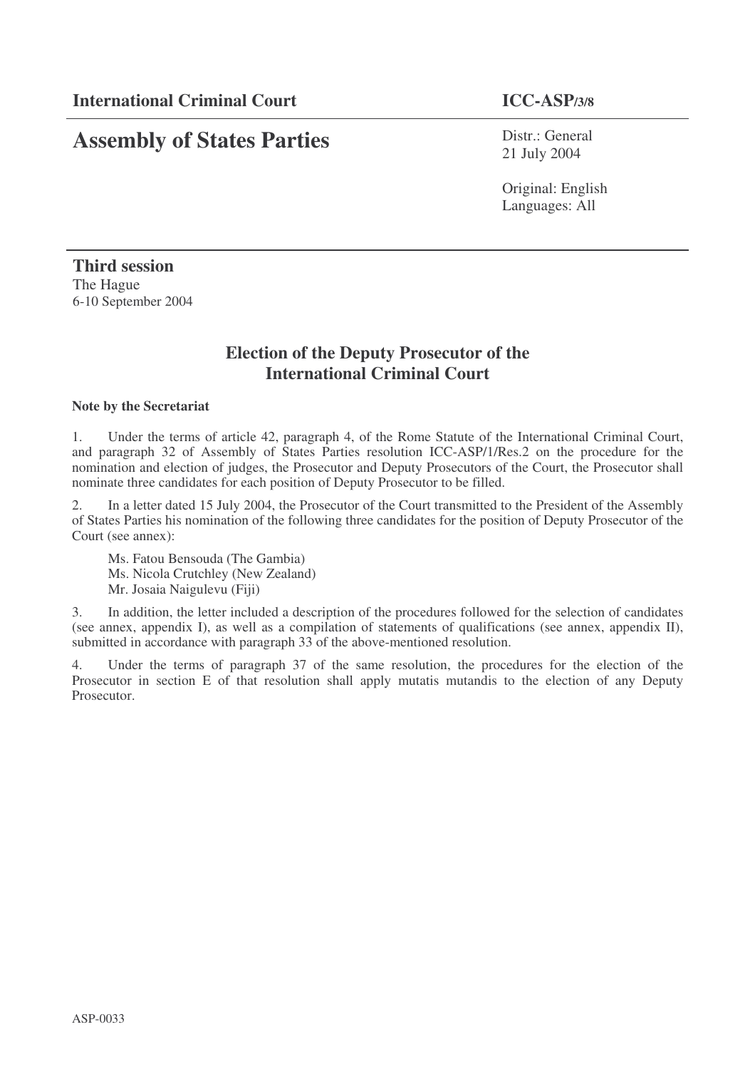**International Criminal Court** **ICC-ASP/3/8**

# Assembly of States Parties

Distr.: General
21 July 2004

Original: English
Languages: All

**Third session**
The Hague
6-10 September 2004

## Election of the Deputy Prosecutor of the International Criminal Court

**Note by the Secretariat**

1. Under the terms of article 42, paragraph 4, of the Rome Statute of the International Criminal Court, and paragraph 32 of Assembly of States Parties resolution ICC-ASP/1/Res.2 on the procedure for the nomination and election of judges, the Prosecutor and Deputy Prosecutors of the Court, the Prosecutor shall nominate three candidates for each position of Deputy Prosecutor to be filled.

2. In a letter dated 15 July 2004, the Prosecutor of the Court transmitted to the President of the Assembly of States Parties his nomination of the following three candidates for the position of Deputy Prosecutor of the Court (see annex):

Ms. Fatou Bensouda (The Gambia)
Ms. Nicola Crutchley (New Zealand)
Mr. Josaia Naigulevu (Fiji)

3. In addition, the letter included a description of the procedures followed for the selection of candidates (see annex, appendix I), as well as a compilation of statements of qualifications (see annex, appendix II), submitted in accordance with paragraph 33 of the above-mentioned resolution.

4. Under the terms of paragraph 37 of the same resolution, the procedures for the election of the Prosecutor in section E of that resolution shall apply mutatis mutandis to the election of any Deputy Prosecutor.

ASP-0033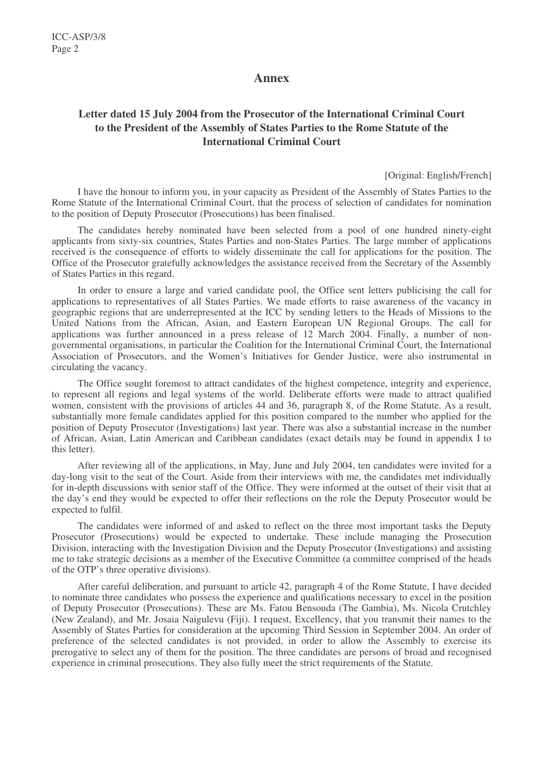## Annex

### Letter dated 15 July 2004 from the Prosecutor of the International Criminal Court to the President of the Assembly of States Parties to the Rome Statute of the International Criminal Court

[Original: English/French]

I have the honour to inform you, in your capacity as President of the Assembly of States Parties to the Rome Statute of the International Criminal Court, that the process of selection of candidates for nomination to the position of Deputy Prosecutor (Prosecutions) has been finalised.

The candidates hereby nominated have been selected from a pool of one hundred ninety-eight applicants from sixty-six countries, States Parties and non-States Parties. The large number of applications received is the consequence of efforts to widely disseminate the call for applications for the position. The Office of the Prosecutor gratefully acknowledges the assistance received from the Secretary of the Assembly of States Parties in this regard.

In order to ensure a large and varied candidate pool, the Office sent letters publicising the call for applications to representatives of all States Parties. We made efforts to raise awareness of the vacancy in geographic regions that are underrepresented at the ICC by sending letters to the Heads of Missions to the United Nations from the African, Asian, and Eastern European UN Regional Groups. The call for applications was further announced in a press release of 12 March 2004. Finally, a number of non-governmental organisations, in particular the Coalition for the International Criminal Court, the International Association of Prosecutors, and the Women's Initiatives for Gender Justice, were also instrumental in circulating the vacancy.

The Office sought foremost to attract candidates of the highest competence, integrity and experience, to represent all regions and legal systems of the world. Deliberate efforts were made to attract qualified women, consistent with the provisions of articles 44 and 36, paragraph 8, of the Rome Statute. As a result, substantially more female candidates applied for this position compared to the number who applied for the position of Deputy Prosecutor (Investigations) last year. There was also a substantial increase in the number of African, Asian, Latin American and Caribbean candidates (exact details may be found in appendix I to this letter).

After reviewing all of the applications, in May, June and July 2004, ten candidates were invited for a day-long visit to the seat of the Court. Aside from their interviews with me, the candidates met individually for in-depth discussions with senior staff of the Office. They were informed at the outset of their visit that at the day's end they would be expected to offer their reflections on the role the Deputy Prosecutor would be expected to fulfil.

The candidates were informed of and asked to reflect on the three most important tasks the Deputy Prosecutor (Prosecutions) would be expected to undertake. These include managing the Prosecution Division, interacting with the Investigation Division and the Deputy Prosecutor (Investigations) and assisting me to take strategic decisions as a member of the Executive Committee (a committee comprised of the heads of the OTP's three operative divisions).

After careful deliberation, and pursuant to article 42, paragraph 4 of the Rome Statute, I have decided to nominate three candidates who possess the experience and qualifications necessary to excel in the position of Deputy Prosecutor (Prosecutions). These are Ms. Fatou Bensouda (The Gambia), Ms. Nicola Crutchley (New Zealand), and Mr. Josaia Naigulevu (Fiji). I request, Excellency, that you transmit their names to the Assembly of States Parties for consideration at the upcoming Third Session in September 2004. An order of preference of the selected candidates is not provided, in order to allow the Assembly to exercise its prerogative to select any of them for the position. The three candidates are persons of broad and recognised experience in criminal prosecutions. They also fully meet the strict requirements of the Statute.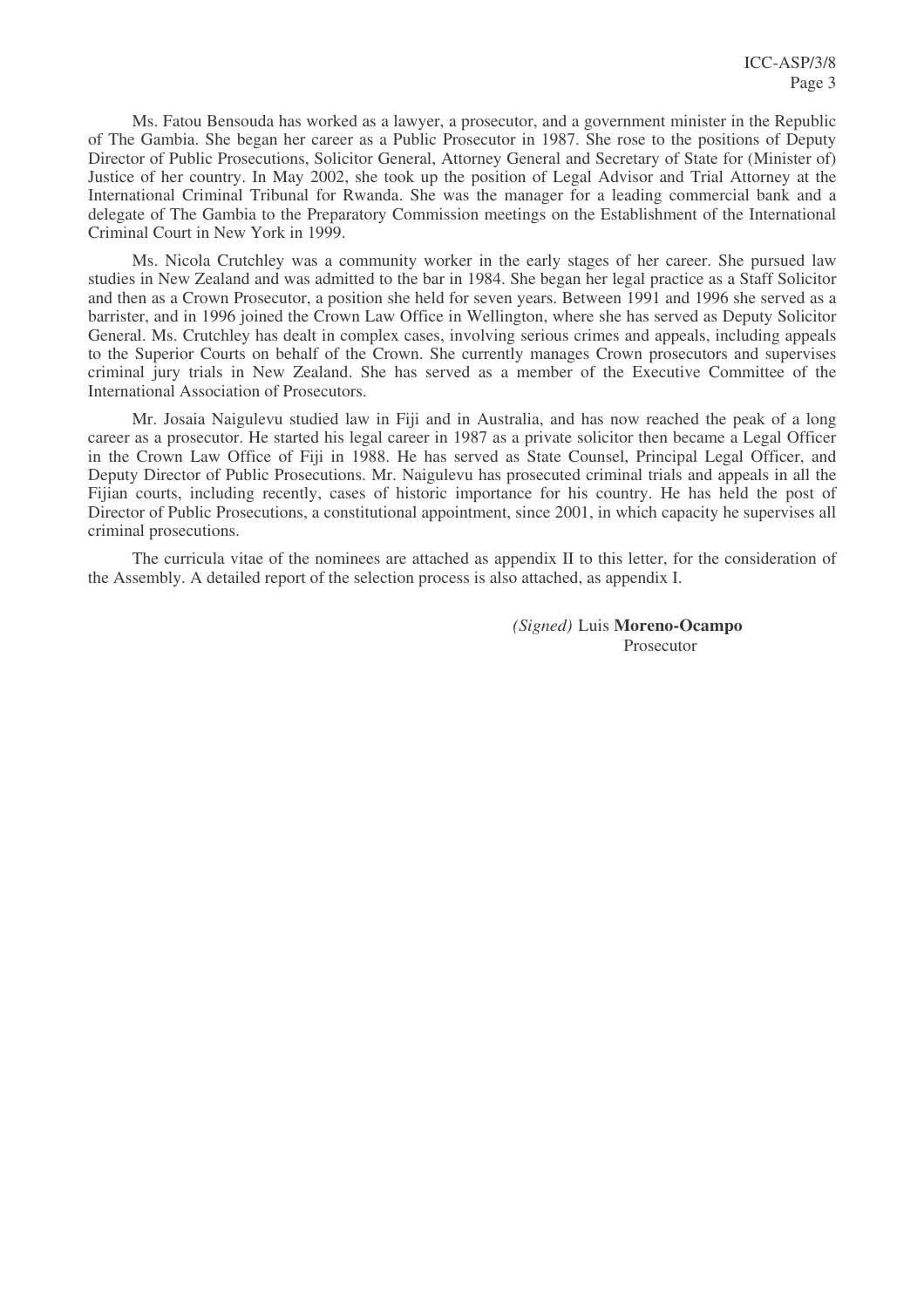Ms. Fatou Bensouda has worked as a lawyer, a prosecutor, and a government minister in the Republic of The Gambia. She began her career as a Public Prosecutor in 1987. She rose to the positions of Deputy Director of Public Prosecutions, Solicitor General, Attorney General and Secretary of State for (Minister of) Justice of her country. In May 2002, she took up the position of Legal Advisor and Trial Attorney at the International Criminal Tribunal for Rwanda. She was the manager for a leading commercial bank and a delegate of The Gambia to the Preparatory Commission meetings on the Establishment of the International Criminal Court in New York in 1999.

Ms. Nicola Crutchley was a community worker in the early stages of her career. She pursued law studies in New Zealand and was admitted to the bar in 1984. She began her legal practice as a Staff Solicitor and then as a Crown Prosecutor, a position she held for seven years. Between 1991 and 1996 she served as a barrister, and in 1996 joined the Crown Law Office in Wellington, where she has served as Deputy Solicitor General. Ms. Crutchley has dealt in complex cases, involving serious crimes and appeals, including appeals to the Superior Courts on behalf of the Crown. She currently manages Crown prosecutors and supervises criminal jury trials in New Zealand. She has served as a member of the Executive Committee of the International Association of Prosecutors.

Mr. Josaia Naigulevu studied law in Fiji and in Australia, and has now reached the peak of a long career as a prosecutor. He started his legal career in 1987 as a private solicitor then became a Legal Officer in the Crown Law Office of Fiji in 1988. He has served as State Counsel, Principal Legal Officer, and Deputy Director of Public Prosecutions. Mr. Naigulevu has prosecuted criminal trials and appeals in all the Fijian courts, including recently, cases of historic importance for his country. He has held the post of Director of Public Prosecutions, a constitutional appointment, since 2001, in which capacity he supervises all criminal prosecutions.

The curricula vitae of the nominees are attached as appendix II to this letter, for the consideration of the Assembly. A detailed report of the selection process is also attached, as appendix I.

*(Signed)* Luis **Moreno-Ocampo**
Prosecutor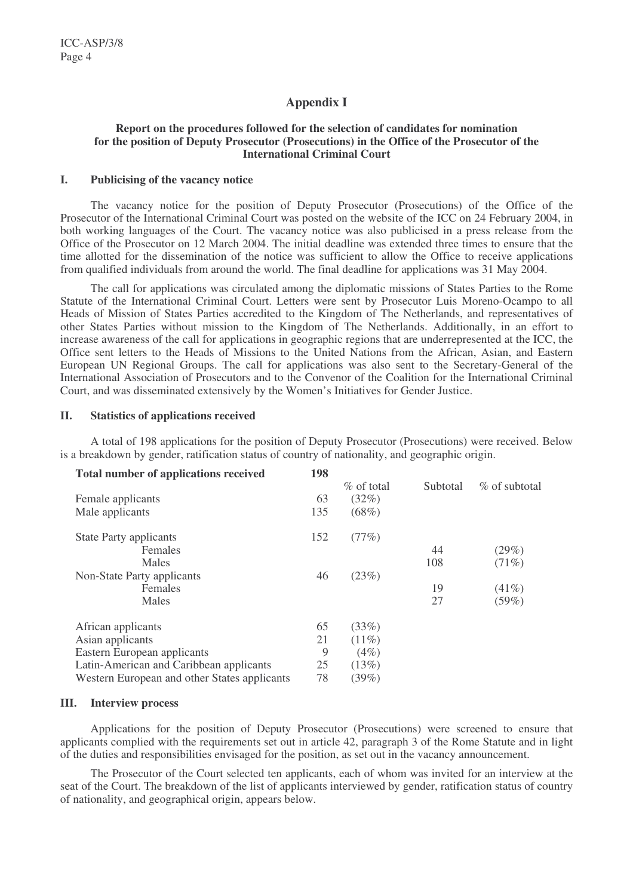## Appendix I

### Report on the procedures followed for the selection of candidates for nomination for the position of Deputy Prosecutor (Prosecutions) in the Office of the Prosecutor of the International Criminal Court

### I. Publicising of the vacancy notice

The vacancy notice for the position of Deputy Prosecutor (Prosecutions) of the Office of the Prosecutor of the International Criminal Court was posted on the website of the ICC on 24 February 2004, in both working languages of the Court. The vacancy notice was also publicised in a press release from the Office of the Prosecutor on 12 March 2004. The initial deadline was extended three times to ensure that the time allotted for the dissemination of the notice was sufficient to allow the Office to receive applications from qualified individuals from around the world. The final deadline for applications was 31 May 2004.

The call for applications was circulated among the diplomatic missions of States Parties to the Rome Statute of the International Criminal Court. Letters were sent by Prosecutor Luis Moreno-Ocampo to all Heads of Mission of States Parties accredited to the Kingdom of The Netherlands, and representatives of other States Parties without mission to the Kingdom of The Netherlands. Additionally, in an effort to increase awareness of the call for applications in geographic regions that are underrepresented at the ICC, the Office sent letters to the Heads of Missions to the United Nations from the African, Asian, and Eastern European UN Regional Groups. The call for applications was also sent to the Secretary-General of the International Association of Prosecutors and to the Convenor of the Coalition for the International Criminal Court, and was disseminated extensively by the Women's Initiatives for Gender Justice.

### II. Statistics of applications received

A total of 198 applications for the position of Deputy Prosecutor (Prosecutions) were received. Below is a breakdown by gender, ratification status of country of nationality, and geographic origin.

| **Total number of applications received** | **198** | % of total | Subtotal | % of subtotal |
|---|---|---|---|---|
| Female applicants | 63 | (32%) | | |
| Male applicants | 135 | (68%) | | |
| State Party applicants | 152 | (77%) | | |
| Females | | | 44 | (29%) |
| Males | | | 108 | (71%) |
| Non-State Party applicants | 46 | (23%) | | |
| Females | | | 19 | (41%) |
| Males | | | 27 | (59%) |
| African applicants | 65 | (33%) | | |
| Asian applicants | 21 | (11%) | | |
| Eastern European applicants | 9 | (4%) | | |
| Latin-American and Caribbean applicants | 25 | (13%) | | |
| Western European and other States applicants | 78 | (39%) | | |

### III. Interview process

Applications for the position of Deputy Prosecutor (Prosecutions) were screened to ensure that applicants complied with the requirements set out in article 42, paragraph 3 of the Rome Statute and in light of the duties and responsibilities envisaged for the position, as set out in the vacancy announcement.

The Prosecutor of the Court selected ten applicants, each of whom was invited for an interview at the seat of the Court. The breakdown of the list of applicants interviewed by gender, ratification status of country of nationality, and geographical origin, appears below.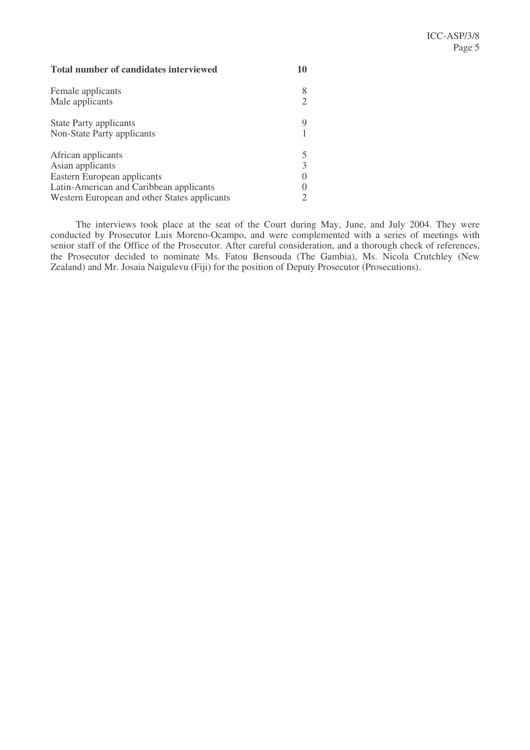| **Total number of candidates interviewed** | **10** |
|---|---|
| Female applicants | 8 |
| Male applicants | 2 |
| State Party applicants | 9 |
| Non-State Party applicants | 1 |
| African applicants | 5 |
| Asian applicants | 3 |
| Eastern European applicants | 0 |
| Latin-American and Caribbean applicants | 0 |
| Western European and other States applicants | 2 |

The interviews took place at the seat of the Court during May, June, and July 2004. They were conducted by Prosecutor Luis Moreno-Ocampo, and were complemented with a series of meetings with senior staff of the Office of the Prosecutor. After careful consideration, and a thorough check of references, the Prosecutor decided to nominate Ms. Fatou Bensouda (The Gambia), Ms. Nicola Crutchley (New Zealand) and Mr. Josaia Naigulevu (Fiji) for the position of Deputy Prosecutor (Prosecutions).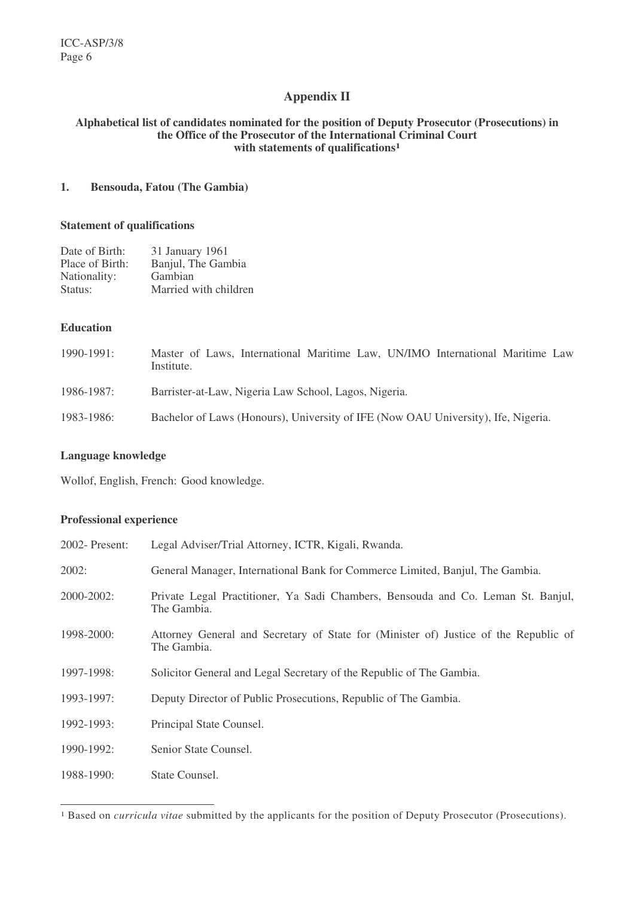## Appendix II

### Alphabetical list of candidates nominated for the position of Deputy Prosecutor (Prosecutions) in the Office of the Prosecutor of the International Criminal Court with statements of qualifications[1]

**1. Bensouda, Fatou (The Gambia)**

**Statement of qualifications**

| | |
|---|---|
| Date of Birth: | 31 January 1961 |
| Place of Birth: | Banjul, The Gambia |
| Nationality: | Gambian |
| Status: | Married with children |

**Education**

| | |
|---|---|
| 1990-1991: | Master of Laws, International Maritime Law, UN/IMO International Maritime Law Institute. |
| 1986-1987: | Barrister-at-Law, Nigeria Law School, Lagos, Nigeria. |
| 1983-1986: | Bachelor of Laws (Honours), University of IFE (Now OAU University), Ife, Nigeria. |

**Language knowledge**

Wollof, English, French: Good knowledge.

**Professional experience**

| | |
|---|---|
| 2002- Present: | Legal Adviser/Trial Attorney, ICTR, Kigali, Rwanda. |
| 2002: | General Manager, International Bank for Commerce Limited, Banjul, The Gambia. |
| 2000-2002: | Private Legal Practitioner, Ya Sadi Chambers, Bensouda and Co. Leman St. Banjul, The Gambia. |
| 1998-2000: | Attorney General and Secretary of State for (Minister of) Justice of the Republic of The Gambia. |
| 1997-1998: | Solicitor General and Legal Secretary of the Republic of The Gambia. |
| 1993-1997: | Deputy Director of Public Prosecutions, Republic of The Gambia. |
| 1992-1993: | Principal State Counsel. |
| 1990-1992: | Senior State Counsel. |
| 1988-1990: | State Counsel. |

[1] Based on *curricula vitae* submitted by the applicants for the position of Deputy Prosecutor (Prosecutions).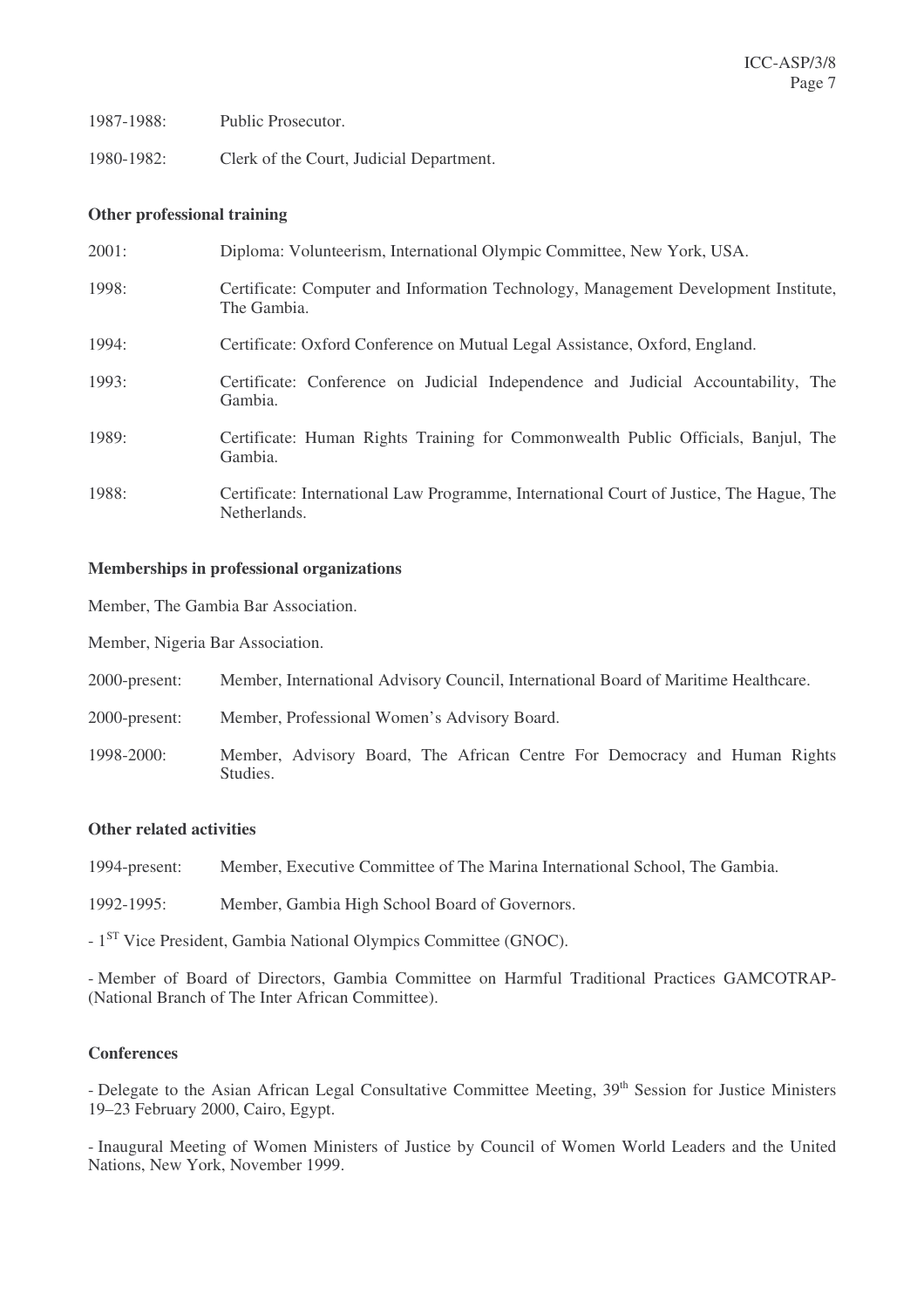1987-1988: Public Prosecutor.

1980-1982: Clerk of the Court, Judicial Department.

**Other professional training**

2001: Diploma: Volunteerism, International Olympic Committee, New York, USA.

1998: Certificate: Computer and Information Technology, Management Development Institute, The Gambia.

1994: Certificate: Oxford Conference on Mutual Legal Assistance, Oxford, England.

1993: Certificate: Conference on Judicial Independence and Judicial Accountability, The Gambia.

1989: Certificate: Human Rights Training for Commonwealth Public Officials, Banjul, The Gambia.

1988: Certificate: International Law Programme, International Court of Justice, The Hague, The Netherlands.

**Memberships in professional organizations**

Member, The Gambia Bar Association.

Member, Nigeria Bar Association.

2000-present: Member, International Advisory Council, International Board of Maritime Healthcare.

2000-present: Member, Professional Women's Advisory Board.

1998-2000: Member, Advisory Board, The African Centre For Democracy and Human Rights Studies.

**Other related activities**

1994-present: Member, Executive Committee of The Marina International School, The Gambia.

1992-1995: Member, Gambia High School Board of Governors.

- 1ST Vice President, Gambia National Olympics Committee (GNOC).

- Member of Board of Directors, Gambia Committee on Harmful Traditional Practices GAMCOTRAP- (National Branch of The Inter African Committee).

**Conferences**

- Delegate to the Asian African Legal Consultative Committee Meeting, 39th Session for Justice Ministers 19–23 February 2000, Cairo, Egypt.

- Inaugural Meeting of Women Ministers of Justice by Council of Women World Leaders and the United Nations, New York, November 1999.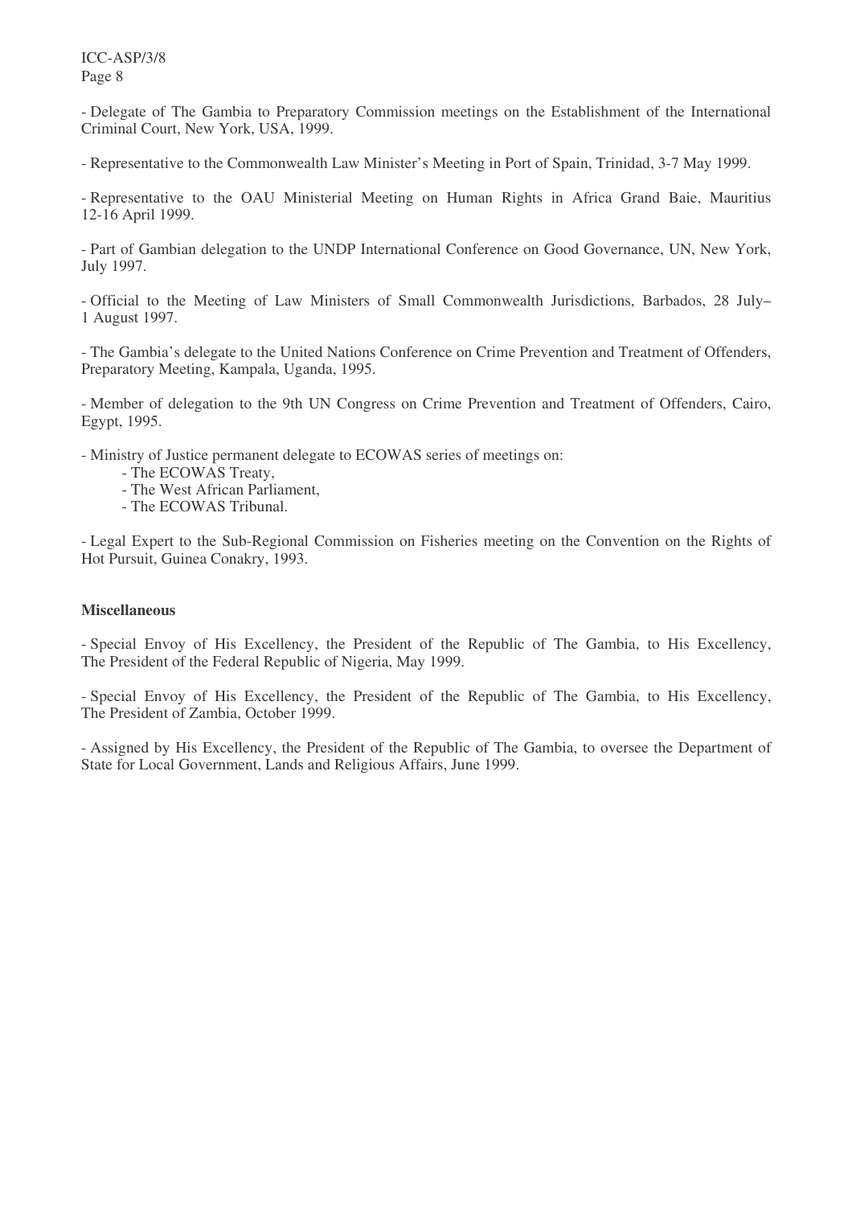- Delegate of The Gambia to Preparatory Commission meetings on the Establishment of the International Criminal Court, New York, USA, 1999.

- Representative to the Commonwealth Law Minister's Meeting in Port of Spain, Trinidad, 3-7 May 1999.

- Representative to the OAU Ministerial Meeting on Human Rights in Africa Grand Baie, Mauritius 12-16 April 1999.

- Part of Gambian delegation to the UNDP International Conference on Good Governance, UN, New York, July 1997.

- Official to the Meeting of Law Ministers of Small Commonwealth Jurisdictions, Barbados, 28 July–1 August 1997.

- The Gambia's delegate to the United Nations Conference on Crime Prevention and Treatment of Offenders, Preparatory Meeting, Kampala, Uganda, 1995.

- Member of delegation to the 9th UN Congress on Crime Prevention and Treatment of Offenders, Cairo, Egypt, 1995.

- Ministry of Justice permanent delegate to ECOWAS series of meetings on:
    - The ECOWAS Treaty,
    - The West African Parliament,
    - The ECOWAS Tribunal.

- Legal Expert to the Sub-Regional Commission on Fisheries meeting on the Convention on the Rights of Hot Pursuit, Guinea Conakry, 1993.

**Miscellaneous**

- Special Envoy of His Excellency, the President of the Republic of The Gambia, to His Excellency, The President of the Federal Republic of Nigeria, May 1999.

- Special Envoy of His Excellency, the President of the Republic of The Gambia, to His Excellency, The President of Zambia, October 1999.

- Assigned by His Excellency, the President of the Republic of The Gambia, to oversee the Department of State for Local Government, Lands and Religious Affairs, June 1999.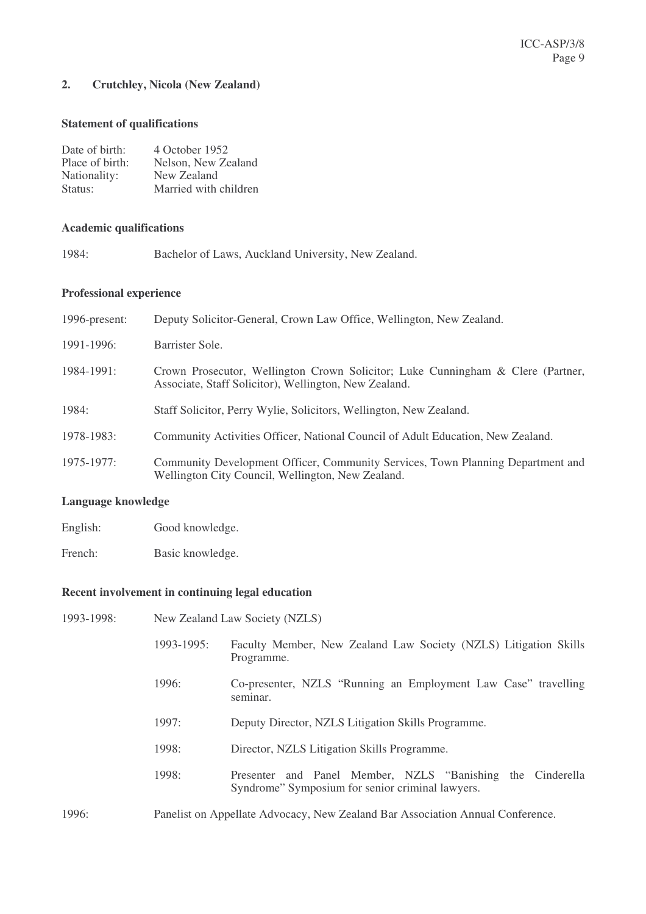## 2. Crutchley, Nicola (New Zealand)

### Statement of qualifications

| | |
|---|---|
| Date of birth: | 4 October 1952 |
| Place of birth: | Nelson, New Zealand |
| Nationality: | New Zealand |
| Status: | Married with children |

### Academic qualifications

| | |
|---|---|
| 1984: | Bachelor of Laws, Auckland University, New Zealand. |

### Professional experience

| | |
|---|---|
| 1996-present: | Deputy Solicitor-General, Crown Law Office, Wellington, New Zealand. |
| 1991-1996: | Barrister Sole. |
| 1984-1991: | Crown Prosecutor, Wellington Crown Solicitor; Luke Cunningham & Clere (Partner, Associate, Staff Solicitor), Wellington, New Zealand. |
| 1984: | Staff Solicitor, Perry Wylie, Solicitors, Wellington, New Zealand. |
| 1978-1983: | Community Activities Officer, National Council of Adult Education, New Zealand. |
| 1975-1977: | Community Development Officer, Community Services, Town Planning Department and Wellington City Council, Wellington, New Zealand. |

### Language knowledge

| | |
|---|---|
| English: | Good knowledge. |
| French: | Basic knowledge. |

### Recent involvement in continuing legal education

1993-1998: New Zealand Law Society (NZLS)

| | |
|---|---|
| 1993-1995: | Faculty Member, New Zealand Law Society (NZLS) Litigation Skills Programme. |
| 1996: | Co-presenter, NZLS "Running an Employment Law Case" travelling seminar. |
| 1997: | Deputy Director, NZLS Litigation Skills Programme. |
| 1998: | Director, NZLS Litigation Skills Programme. |
| 1998: | Presenter and Panel Member, NZLS "Banishing the Cinderella Syndrome" Symposium for senior criminal lawyers. |

1996: Panelist on Appellate Advocacy, New Zealand Bar Association Annual Conference.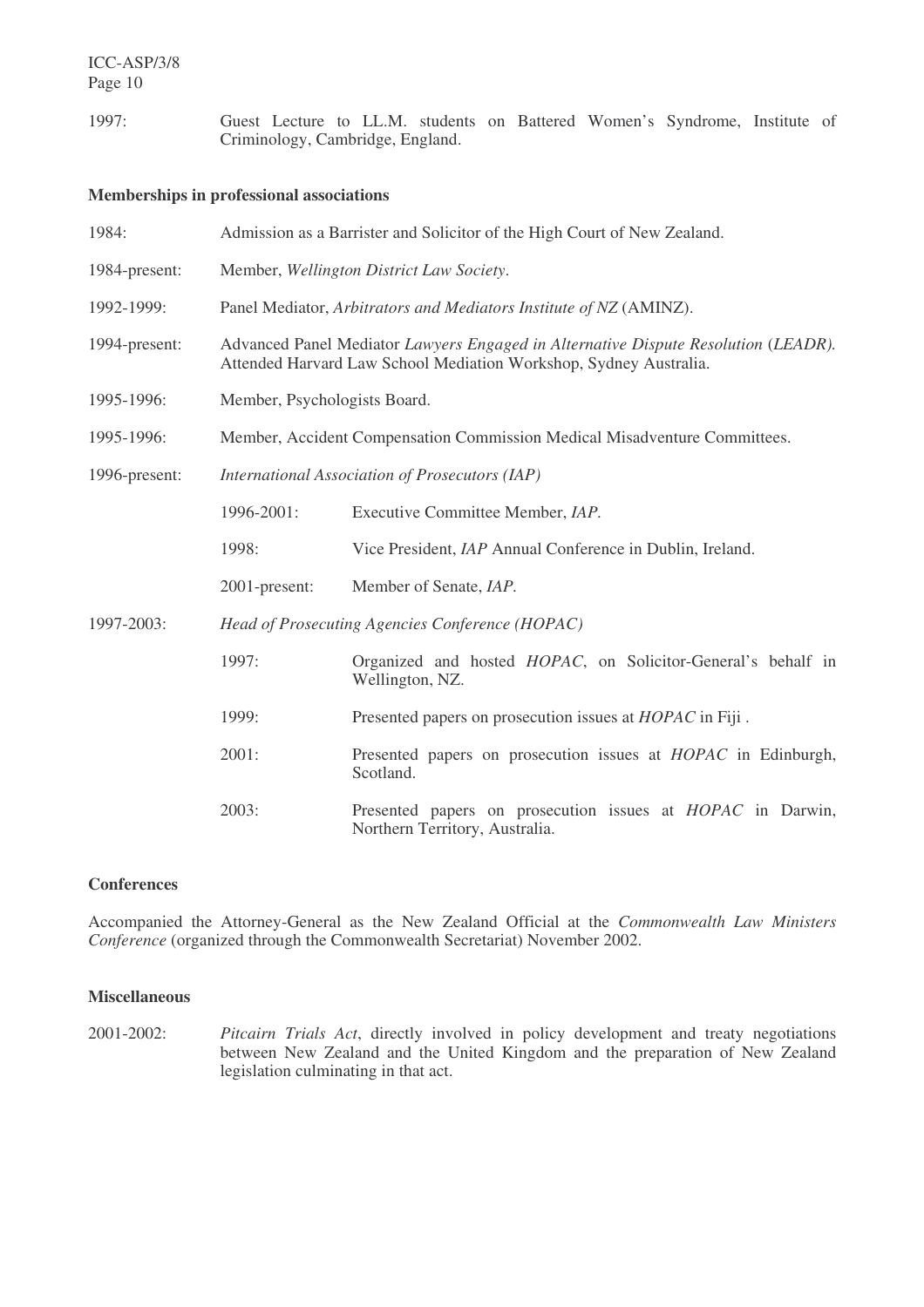1997: Guest Lecture to LL.M. students on Battered Women's Syndrome, Institute of Criminology, Cambridge, England.

**Memberships in professional associations**

1984: Admission as a Barrister and Solicitor of the High Court of New Zealand.

1984-present: Member, *Wellington District Law Society*.

1992-1999: Panel Mediator, *Arbitrators and Mediators Institute of NZ* (AMINZ).

1994-present: Advanced Panel Mediator *Lawyers Engaged in Alternative Dispute Resolution* (*LEADR).* Attended Harvard Law School Mediation Workshop, Sydney Australia.

1995-1996: Member, Psychologists Board.

1995-1996: Member, Accident Compensation Commission Medical Misadventure Committees.

1996-present: *International Association of Prosecutors (IAP)*

- 1996-2001: Executive Committee Member, *IAP*.
- 1998: Vice President, *IAP* Annual Conference in Dublin, Ireland.
- 2001-present: Member of Senate, *IAP*.

1997-2003: *Head of Prosecuting Agencies Conference (HOPAC)*

- 1997: Organized and hosted *HOPAC*, on Solicitor-General's behalf in Wellington, NZ.
- 1999: Presented papers on prosecution issues at *HOPAC* in Fiji .
- 2001: Presented papers on prosecution issues at *HOPAC* in Edinburgh, Scotland.
- 2003: Presented papers on prosecution issues at *HOPAC* in Darwin, Northern Territory, Australia.

**Conferences**

Accompanied the Attorney-General as the New Zealand Official at the *Commonwealth Law Ministers Conference* (organized through the Commonwealth Secretariat) November 2002.

**Miscellaneous**

2001-2002: *Pitcairn Trials Act*, directly involved in policy development and treaty negotiations between New Zealand and the United Kingdom and the preparation of New Zealand legislation culminating in that act.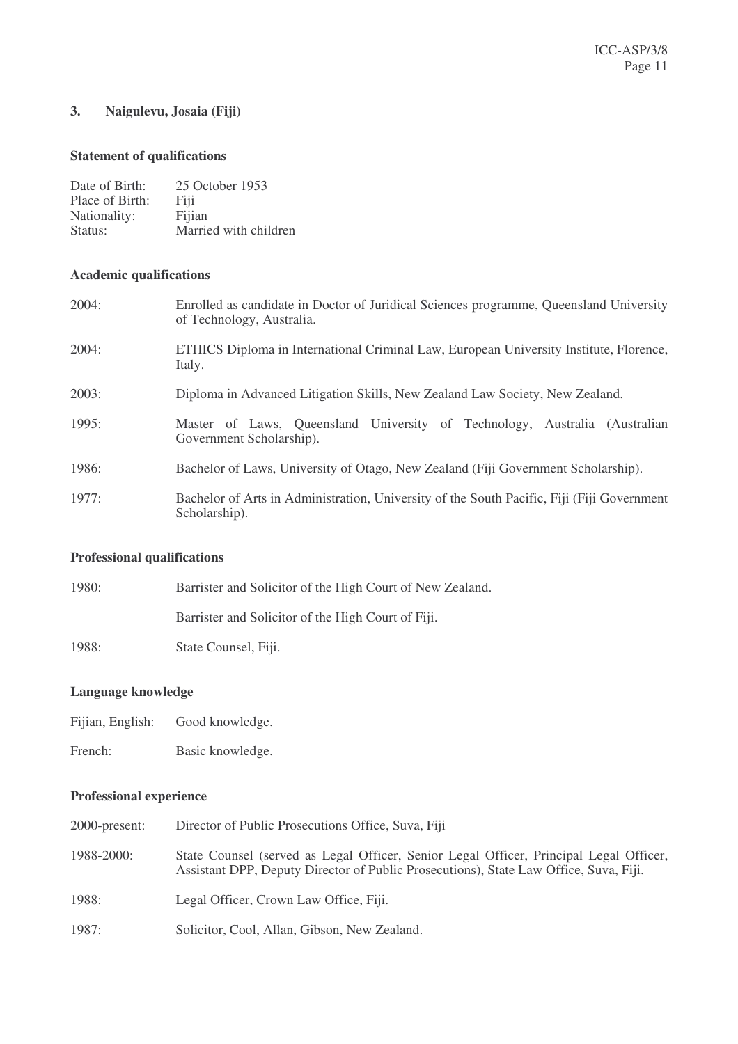### 3. Naigulevu, Josaia (Fiji)

**Statement of qualifications**

| | |
|---|---|
| Date of Birth: | 25 October 1953 |
| Place of Birth: | Fiji |
| Nationality: | Fijian |
| Status: | Married with children |

**Academic qualifications**

| | |
|---|---|
| 2004: | Enrolled as candidate in Doctor of Juridical Sciences programme, Queensland University of Technology, Australia. |
| 2004: | ETHICS Diploma in International Criminal Law, European University Institute, Florence, Italy. |
| 2003: | Diploma in Advanced Litigation Skills, New Zealand Law Society, New Zealand. |
| 1995: | Master of Laws, Queensland University of Technology, Australia (Australian Government Scholarship). |
| 1986: | Bachelor of Laws, University of Otago, New Zealand (Fiji Government Scholarship). |
| 1977: | Bachelor of Arts in Administration, University of the South Pacific, Fiji (Fiji Government Scholarship). |

**Professional qualifications**

| | |
|---|---|
| 1980: | Barrister and Solicitor of the High Court of New Zealand. |
| | Barrister and Solicitor of the High Court of Fiji. |
| 1988: | State Counsel, Fiji. |

**Language knowledge**

| | |
|---|---|
| Fijian, English: | Good knowledge. |
| French: | Basic knowledge. |

**Professional experience**

| | |
|---|---|
| 2000-present: | Director of Public Prosecutions Office, Suva, Fiji |
| 1988-2000: | State Counsel (served as Legal Officer, Senior Legal Officer, Principal Legal Officer, Assistant DPP, Deputy Director of Public Prosecutions), State Law Office, Suva, Fiji. |
| 1988: | Legal Officer, Crown Law Office, Fiji. |
| 1987: | Solicitor, Cool, Allan, Gibson, New Zealand. |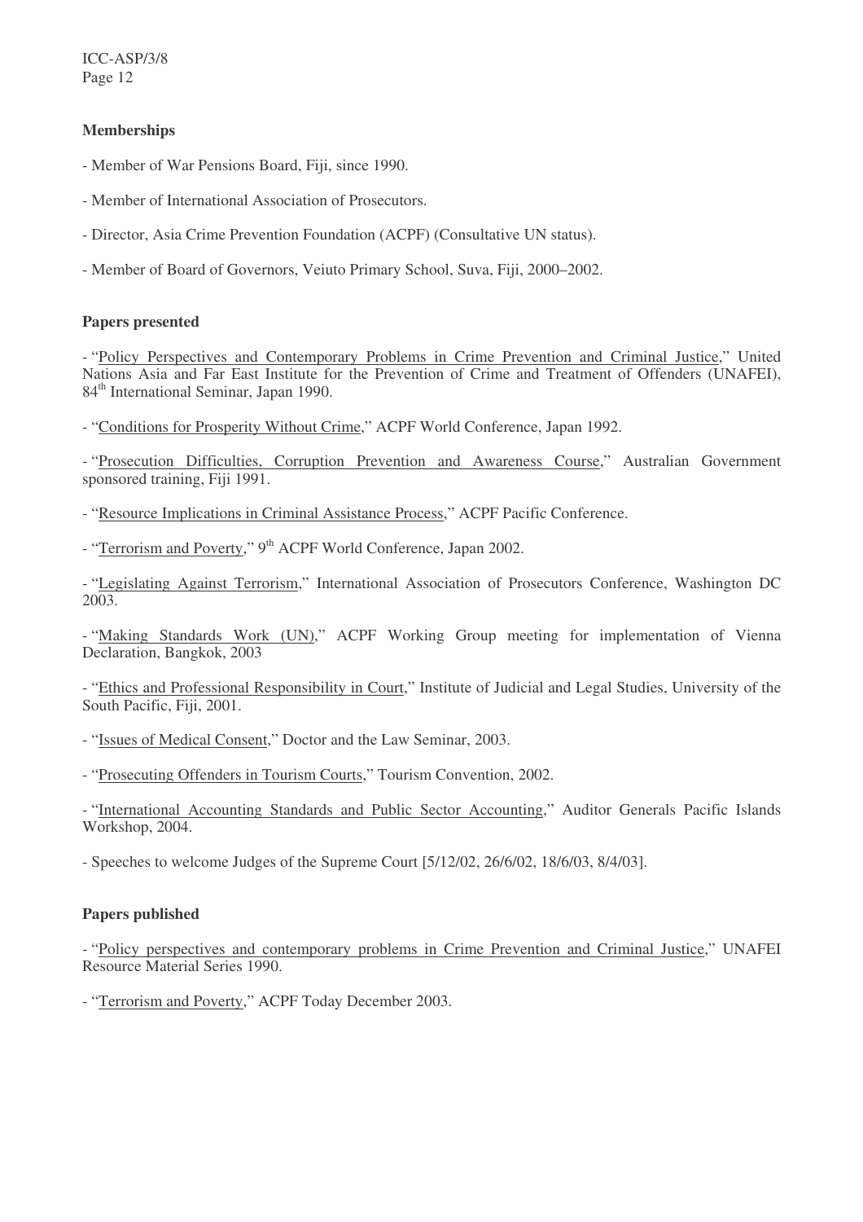**Memberships**

- Member of War Pensions Board, Fiji, since 1990.

- Member of International Association of Prosecutors.

- Director, Asia Crime Prevention Foundation (ACPF) (Consultative UN status).

- Member of Board of Governors, Veiuto Primary School, Suva, Fiji, 2000–2002.

**Papers presented**

- "Policy Perspectives and Contemporary Problems in Crime Prevention and Criminal Justice," United Nations Asia and Far East Institute for the Prevention of Crime and Treatment of Offenders (UNAFEI), 84th International Seminar, Japan 1990.

- "Conditions for Prosperity Without Crime," ACPF World Conference, Japan 1992.

- "Prosecution Difficulties, Corruption Prevention and Awareness Course," Australian Government sponsored training, Fiji 1991.

- "Resource Implications in Criminal Assistance Process," ACPF Pacific Conference.

- "Terrorism and Poverty," 9th ACPF World Conference, Japan 2002.

- "Legislating Against Terrorism," International Association of Prosecutors Conference, Washington DC 2003.

- "Making Standards Work (UN)," ACPF Working Group meeting for implementation of Vienna Declaration, Bangkok, 2003

- "Ethics and Professional Responsibility in Court," Institute of Judicial and Legal Studies, University of the South Pacific, Fiji, 2001.

- "Issues of Medical Consent," Doctor and the Law Seminar, 2003.

- "Prosecuting Offenders in Tourism Courts," Tourism Convention, 2002.

- "International Accounting Standards and Public Sector Accounting," Auditor Generals Pacific Islands Workshop, 2004.

- Speeches to welcome Judges of the Supreme Court [5/12/02, 26/6/02, 18/6/03, 8/4/03].

**Papers published**

- "Policy perspectives and contemporary problems in Crime Prevention and Criminal Justice," UNAFEI Resource Material Series 1990.

- "Terrorism and Poverty," ACPF Today December 2003.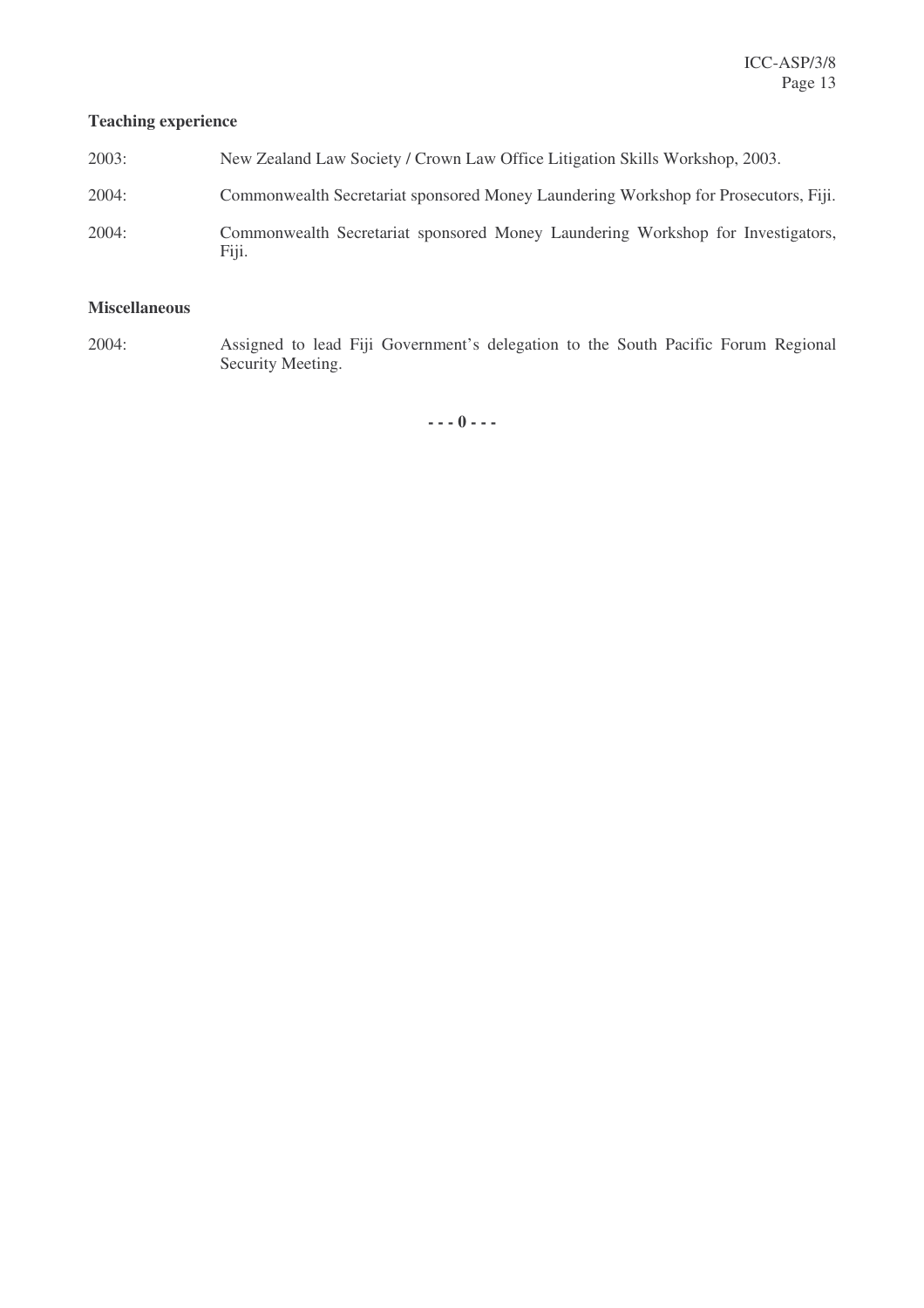**Teaching experience**

2003: New Zealand Law Society / Crown Law Office Litigation Skills Workshop, 2003.

2004: Commonwealth Secretariat sponsored Money Laundering Workshop for Prosecutors, Fiji.

2004: Commonwealth Secretariat sponsored Money Laundering Workshop for Investigators, Fiji.

**Miscellaneous**

2004: Assigned to lead Fiji Government's delegation to the South Pacific Forum Regional Security Meeting.

**- - - 0 - - -**